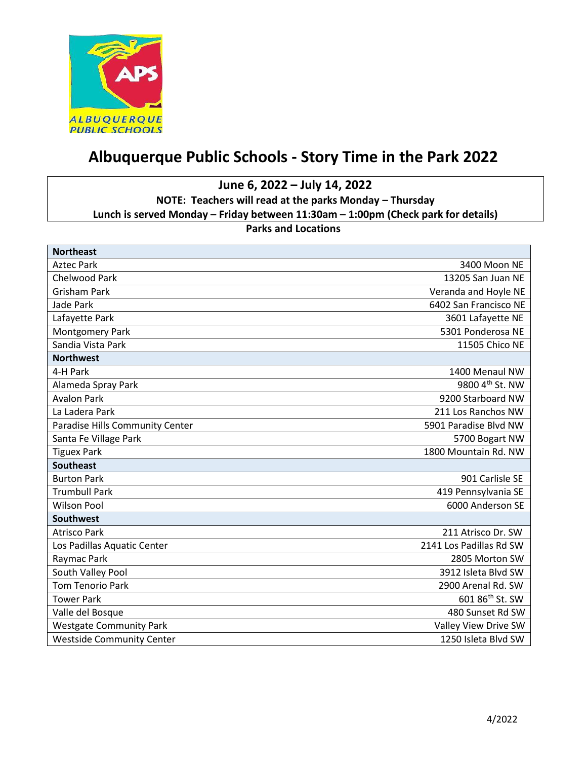ALBUQUERQUE PUBLIC SCHOOLS

# Albuquerque Public Schools - Story Time in the Park 2022

**June 6, 2022 – July 14, 2022**

**NOTE: Teachers will read at the parks Monday – Thursday**

**Lunch is served Monday – Friday between 11:30am – 1:00pm (Check park for details)**

**Parks and Locations**

| **Northeast** | |
|---|---|
| Aztec Park | 3400 Moon NE |
| Chelwood Park | 13205 San Juan NE |
| Grisham Park | Veranda and Hoyle NE |
| Jade Park | 6402 San Francisco NE |
| Lafayette Park | 3601 Lafayette NE |
| Montgomery Park | 5301 Ponderosa NE |
| Sandia Vista Park | 11505 Chico NE |
| **Northwest** | |
| 4-H Park | 1400 Menaul NW |
| Alameda Spray Park | 9800 4th St. NW |
| Avalon Park | 9200 Starboard NW |
| La Ladera Park | 211 Los Ranchos NW |
| Paradise Hills Community Center | 5901 Paradise Blvd NW |
| Santa Fe Village Park | 5700 Bogart NW |
| Tiguex Park | 1800 Mountain Rd. NW |
| **Southeast** | |
| Burton Park | 901 Carlisle SE |
| Trumbull Park | 419 Pennsylvania SE |
| Wilson Pool | 6000 Anderson SE |
| **Southwest** | |
| Atrisco Park | 211 Atrisco Dr. SW |
| Los Padillas Aquatic Center | 2141 Los Padillas Rd SW |
| Raymac Park | 2805 Morton SW |
| South Valley Pool | 3912 Isleta Blvd SW |
| Tom Tenorio Park | 2900 Arenal Rd. SW |
| Tower Park | 601 86th St. SW |
| Valle del Bosque | 480 Sunset Rd SW |
| Westgate Community Park | Valley View Drive SW |
| Westside Community Center | 1250 Isleta Blvd SW |

4/2022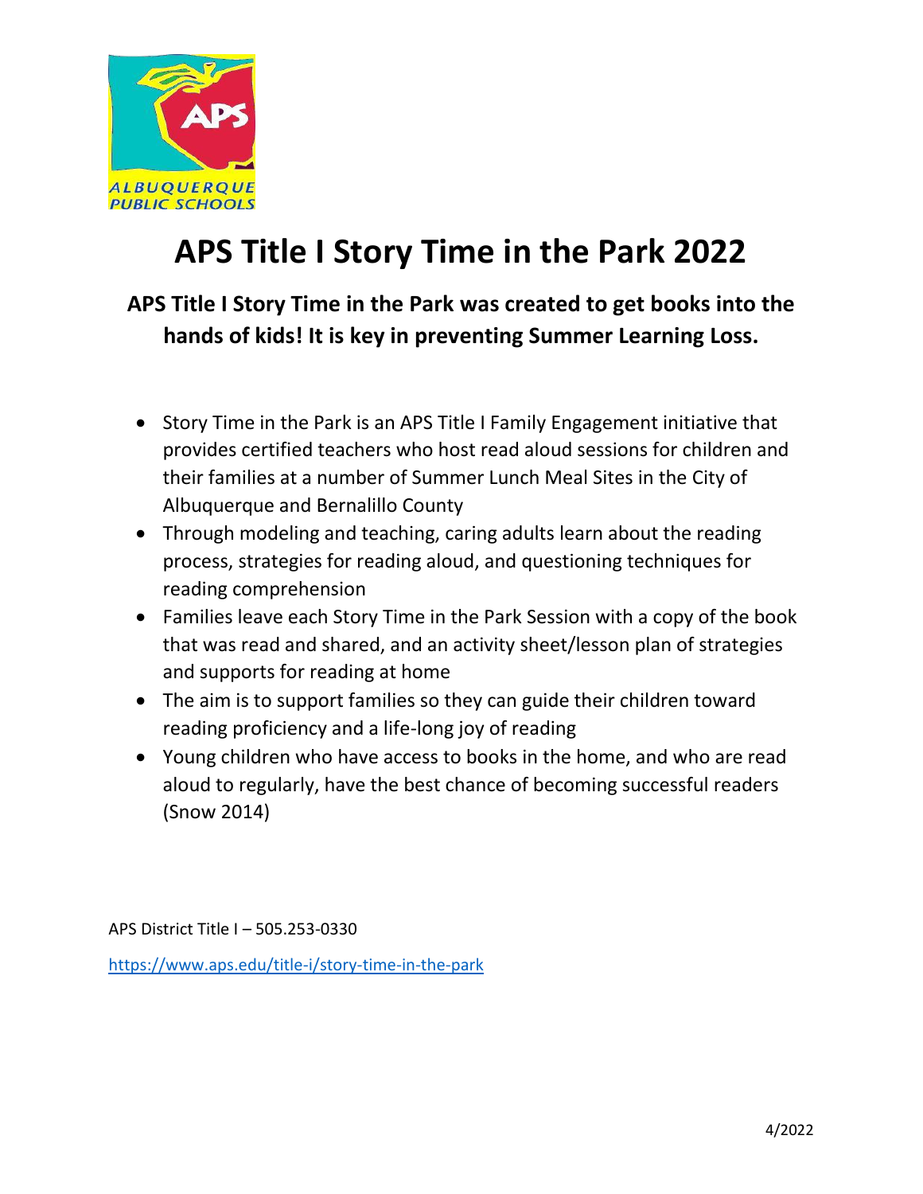ALBUQUERQUE PUBLIC SCHOOLS

# APS Title I Story Time in the Park 2022

## APS Title I Story Time in the Park was created to get books into the hands of kids! It is key in preventing Summer Learning Loss.

- Story Time in the Park is an APS Title I Family Engagement initiative that provides certified teachers who host read aloud sessions for children and their families at a number of Summer Lunch Meal Sites in the City of Albuquerque and Bernalillo County
- Through modeling and teaching, caring adults learn about the reading process, strategies for reading aloud, and questioning techniques for reading comprehension
- Families leave each Story Time in the Park Session with a copy of the book that was read and shared, and an activity sheet/lesson plan of strategies and supports for reading at home
- The aim is to support families so they can guide their children toward reading proficiency and a life-long joy of reading
- Young children who have access to books in the home, and who are read aloud to regularly, have the best chance of becoming successful readers (Snow 2014)

APS District Title I – 505.253-0330

https://www.aps.edu/title-i/story-time-in-the-park

4/2022